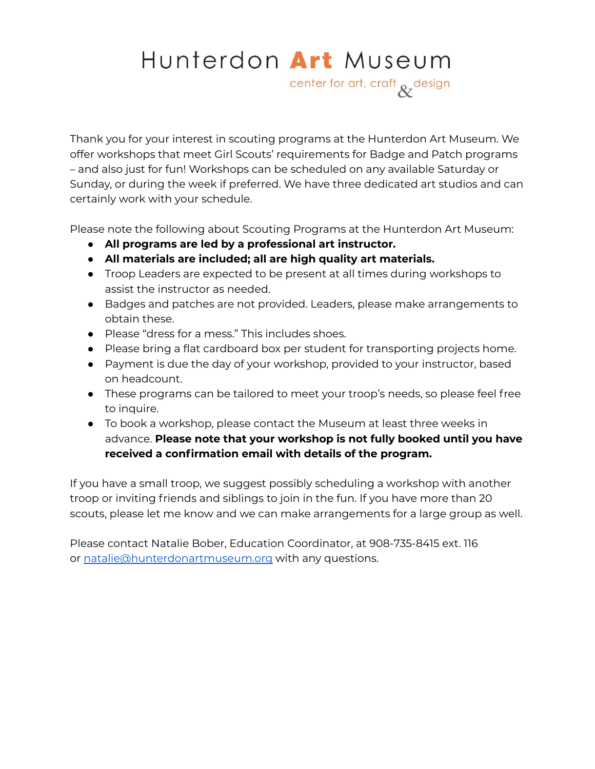# Hunterdon **Art** Museum

center for art, craft & design

Thank you for your interest in scouting programs at the Hunterdon Art Museum. We offer workshops that meet Girl Scouts' requirements for Badge and Patch programs – and also just for fun! Workshops can be scheduled on any available Saturday or Sunday, or during the week if preferred. We have three dedicated art studios and can certainly work with your schedule.

Please note the following about Scouting Programs at the Hunterdon Art Museum:

- **All programs are led by a professional art instructor.**
- **All materials are included; all are high quality art materials.**
- Troop Leaders are expected to be present at all times during workshops to assist the instructor as needed.
- Badges and patches are not provided. Leaders, please make arrangements to obtain these.
- Please "dress for a mess." This includes shoes.
- Please bring a flat cardboard box per student for transporting projects home.
- Payment is due the day of your workshop, provided to your instructor, based on headcount.
- These programs can be tailored to meet your troop's needs, so please feel free to inquire.
- To book a workshop, please contact the Museum at least three weeks in advance. **Please note that your workshop is not fully booked until you have received a confirmation email with details of the program.**

If you have a small troop, we suggest possibly scheduling a workshop with another troop or inviting friends and siblings to join in the fun. If you have more than 20 scouts, please let me know and we can make arrangements for a large group as well.

Please contact Natalie Bober, Education Coordinator, at 908-735-8415 ext. 116 or [natalie@hunterdonartmuseum.org](mailto:natalie@hunterdonartmuseum.org) with any questions.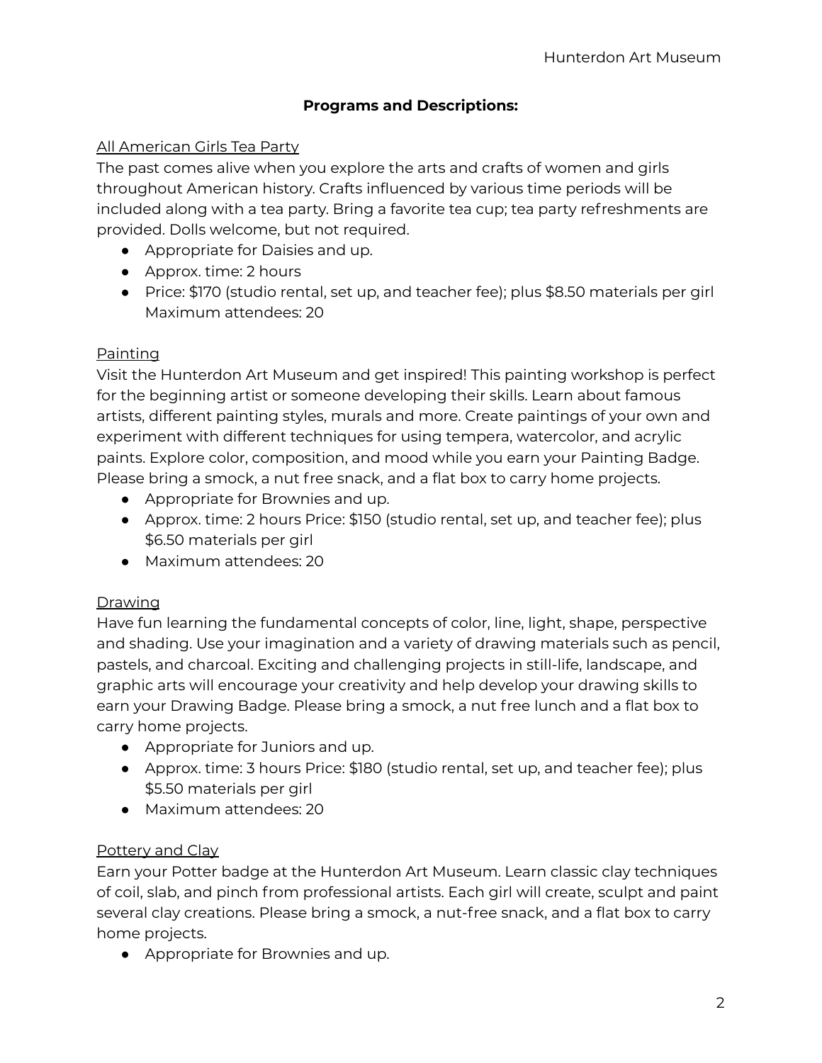**Programs and Descriptions:**

All American Girls Tea Party

The past comes alive when you explore the arts and crafts of women and girls throughout American history. Crafts influenced by various time periods will be included along with a tea party. Bring a favorite tea cup; tea party refreshments are provided. Dolls welcome, but not required.

- Appropriate for Daisies and up.
- Approx. time: 2 hours
- Price: $170 (studio rental, set up, and teacher fee); plus $8.50 materials per girl Maximum attendees: 20

Painting

Visit the Hunterdon Art Museum and get inspired! This painting workshop is perfect for the beginning artist or someone developing their skills. Learn about famous artists, different painting styles, murals and more. Create paintings of your own and experiment with different techniques for using tempera, watercolor, and acrylic paints. Explore color, composition, and mood while you earn your Painting Badge. Please bring a smock, a nut free snack, and a flat box to carry home projects.

- Appropriate for Brownies and up.
- Approx. time: 2 hours Price: $150 (studio rental, set up, and teacher fee); plus $6.50 materials per girl
- Maximum attendees: 20

Drawing

Have fun learning the fundamental concepts of color, line, light, shape, perspective and shading. Use your imagination and a variety of drawing materials such as pencil, pastels, and charcoal. Exciting and challenging projects in still-life, landscape, and graphic arts will encourage your creativity and help develop your drawing skills to earn your Drawing Badge. Please bring a smock, a nut free lunch and a flat box to carry home projects.

- Appropriate for Juniors and up.
- Approx. time: 3 hours Price: $180 (studio rental, set up, and teacher fee); plus $5.50 materials per girl
- Maximum attendees: 20

Pottery and Clay

Earn your Potter badge at the Hunterdon Art Museum. Learn classic clay techniques of coil, slab, and pinch from professional artists. Each girl will create, sculpt and paint several clay creations. Please bring a smock, a nut-free snack, and a flat box to carry home projects.

- Appropriate for Brownies and up.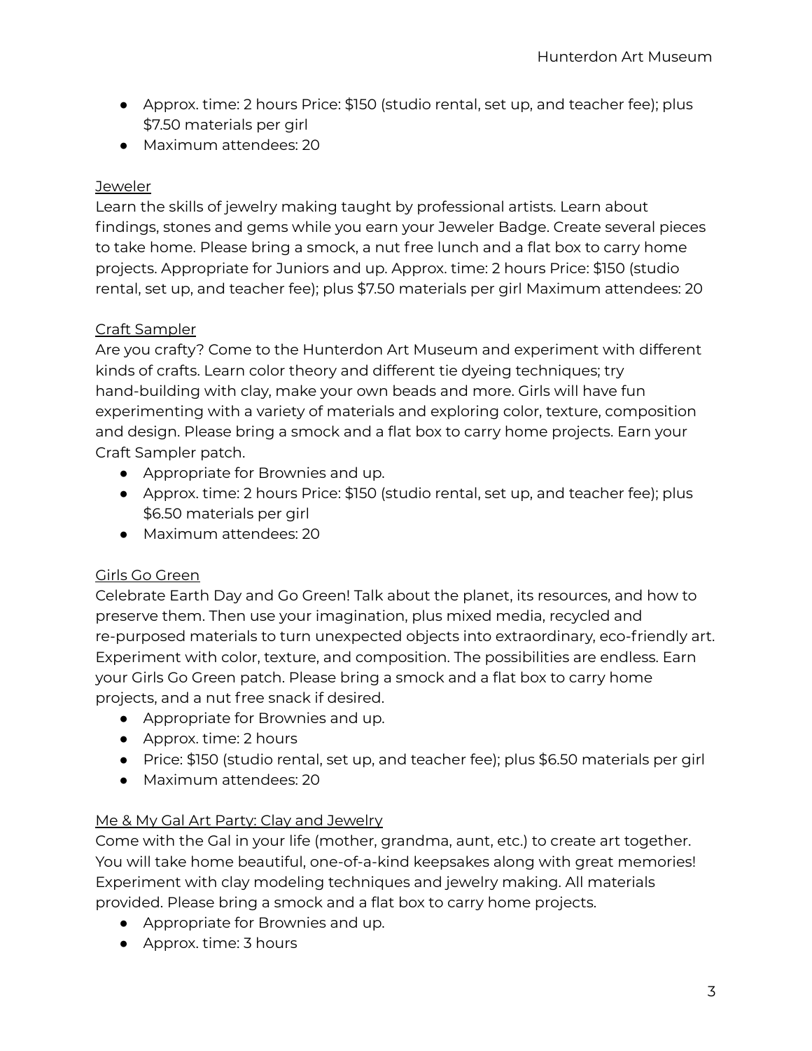- Approx. time: 2 hours Price: $150 (studio rental, set up, and teacher fee); plus $7.50 materials per girl
- Maximum attendees: 20

<u>Jeweler</u>

Learn the skills of jewelry making taught by professional artists. Learn about findings, stones and gems while you earn your Jeweler Badge. Create several pieces to take home. Please bring a smock, a nut free lunch and a flat box to carry home projects. Appropriate for Juniors and up. Approx. time: 2 hours Price: $150 (studio rental, set up, and teacher fee); plus $7.50 materials per girl Maximum attendees: 20

<u>Craft Sampler</u>

Are you crafty? Come to the Hunterdon Art Museum and experiment with different kinds of crafts. Learn color theory and different tie dyeing techniques; try hand-building with clay, make your own beads and more. Girls will have fun experimenting with a variety of materials and exploring color, texture, composition and design. Please bring a smock and a flat box to carry home projects. Earn your Craft Sampler patch.

- Appropriate for Brownies and up.
- Approx. time: 2 hours Price: $150 (studio rental, set up, and teacher fee); plus $6.50 materials per girl
- Maximum attendees: 20

<u>Girls Go Green</u>

Celebrate Earth Day and Go Green! Talk about the planet, its resources, and how to preserve them. Then use your imagination, plus mixed media, recycled and re-purposed materials to turn unexpected objects into extraordinary, eco-friendly art. Experiment with color, texture, and composition. The possibilities are endless. Earn your Girls Go Green patch. Please bring a smock and a flat box to carry home projects, and a nut free snack if desired.

- Appropriate for Brownies and up.
- Approx. time: 2 hours
- Price: $150 (studio rental, set up, and teacher fee); plus $6.50 materials per girl
- Maximum attendees: 20

<u>Me & My Gal Art Party: Clay and Jewelry</u>

Come with the Gal in your life (mother, grandma, aunt, etc.) to create art together. You will take home beautiful, one-of-a-kind keepsakes along with great memories! Experiment with clay modeling techniques and jewelry making. All materials provided. Please bring a smock and a flat box to carry home projects.

- Appropriate for Brownies and up.
- Approx. time: 3 hours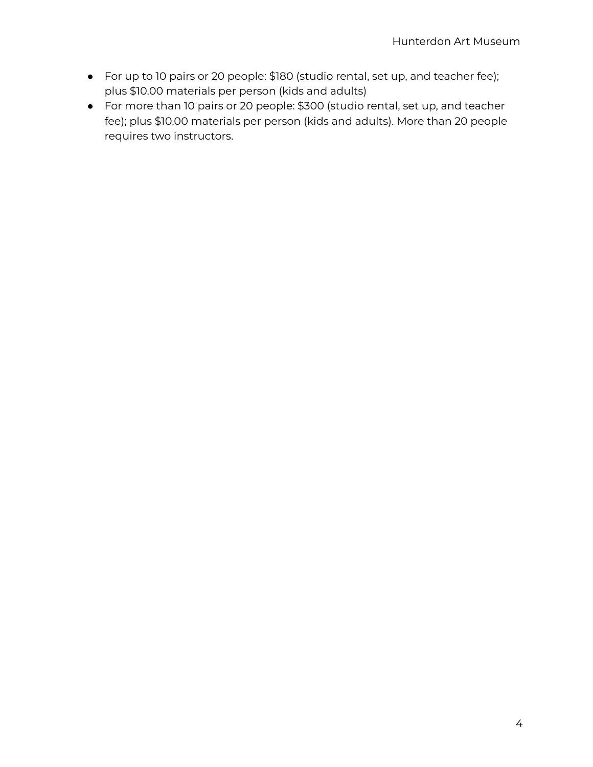- For up to 10 pairs or 20 people: $180 (studio rental, set up, and teacher fee); plus $10.00 materials per person (kids and adults)
- For more than 10 pairs or 20 people: $300 (studio rental, set up, and teacher fee); plus $10.00 materials per person (kids and adults). More than 20 people requires two instructors.